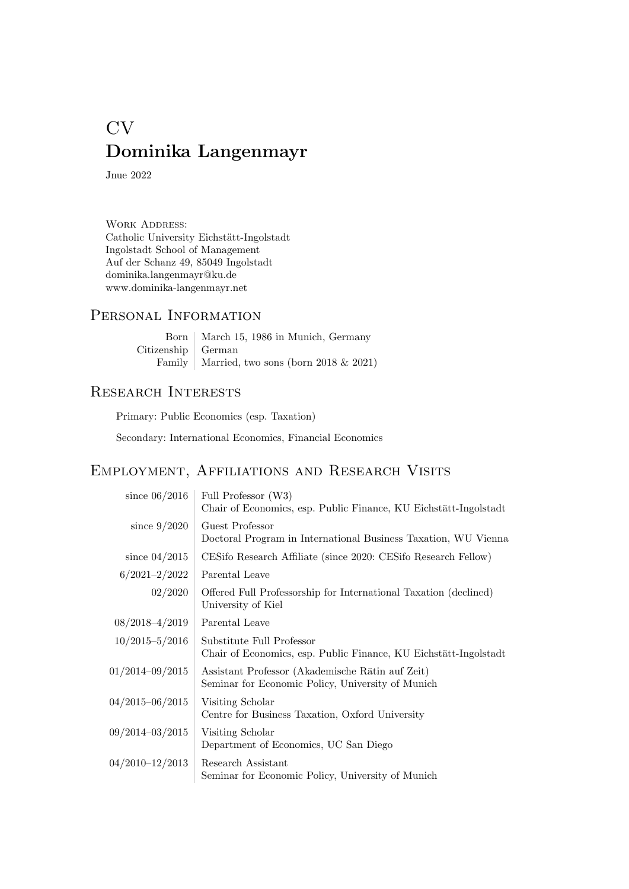# CV
# **Dominika Langenmayr**

Jnue 2022

Work Address:
Catholic University Eichstätt-Ingolstadt
Ingolstadt School of Management
Auf der Schanz 49, 85049 Ingolstadt
dominika.langenmayr@ku.de
www.dominika-langenmayr.net

## Personal Information

| | |
|---|---|
| Born | March 15, 1986 in Munich, Germany |
| Citizenship | German |
| Family | Married, two sons (born 2018 & 2021) |

## Research Interests

Primary: Public Economics (esp. Taxation)

Secondary: International Economics, Financial Economics

## Employment, Affiliations and Research Visits

| | |
|---|---|
| since 06/2016 | Full Professor (W3)<br>Chair of Economics, esp. Public Finance, KU Eichstätt-Ingolstadt |
| since 9/2020 | Guest Professor<br>Doctoral Program in International Business Taxation, WU Vienna |
| since 04/2015 | CESifo Research Affiliate (since 2020: CESifo Research Fellow) |
| 6/2021–2/2022 | Parental Leave |
| 02/2020 | Offered Full Professorship for International Taxation (declined)<br>University of Kiel |
| 08/2018–4/2019 | Parental Leave |
| 10/2015–5/2016 | Substitute Full Professor<br>Chair of Economics, esp. Public Finance, KU Eichstätt-Ingolstadt |
| 01/2014–09/2015 | Assistant Professor (Akademische Rätin auf Zeit)<br>Seminar for Economic Policy, University of Munich |
| 04/2015–06/2015 | Visiting Scholar<br>Centre for Business Taxation, Oxford University |
| 09/2014–03/2015 | Visiting Scholar<br>Department of Economics, UC San Diego |
| 04/2010–12/2013 | Research Assistant<br>Seminar for Economic Policy, University of Munich |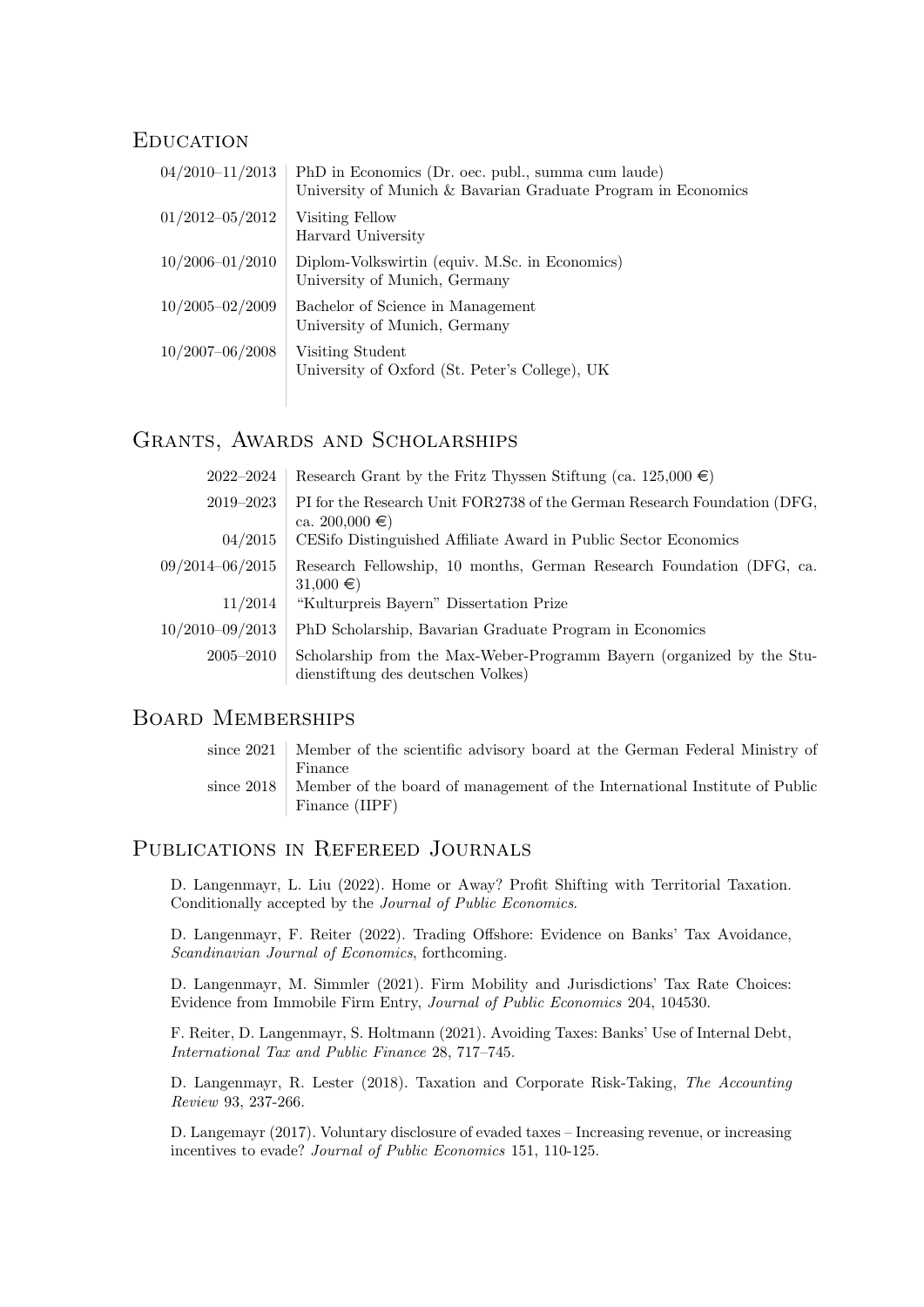## Education

| | |
|---|---|
| 04/2010–11/2013 | PhD in Economics (Dr. oec. publ., summa cum laude)<br>University of Munich & Bavarian Graduate Program in Economics |
| 01/2012–05/2012 | Visiting Fellow<br>Harvard University |
| 10/2006–01/2010 | Diplom-Volkswirtin (equiv. M.Sc. in Economics)<br>University of Munich, Germany |
| 10/2005–02/2009 | Bachelor of Science in Management<br>University of Munich, Germany |
| 10/2007–06/2008 | Visiting Student<br>University of Oxford (St. Peter's College), UK |

## Grants, Awards and Scholarships

| | |
|---|---|
| 2022–2024 | Research Grant by the Fritz Thyssen Stiftung (ca. 125,000 €) |
| 2019–2023 | PI for the Research Unit FOR2738 of the German Research Foundation (DFG, ca. 200,000 €) |
| 04/2015 | CESifo Distinguished Affiliate Award in Public Sector Economics |
| 09/2014–06/2015 | Research Fellowship, 10 months, German Research Foundation (DFG, ca. 31,000 €) |
| 11/2014 | "Kulturpreis Bayern" Dissertation Prize |
| 10/2010–09/2013 | PhD Scholarship, Bavarian Graduate Program in Economics |
| 2005–2010 | Scholarship from the Max-Weber-Programm Bayern (organized by the Studienstiftung des deutschen Volkes) |

## Board Memberships

| | |
|---|---|
| since 2021 | Member of the scientific advisory board at the German Federal Ministry of Finance |
| since 2018 | Member of the board of management of the International Institute of Public Finance (IIPF) |

## Publications in Refereed Journals

D. Langenmayr, L. Liu (2022). Home or Away? Profit Shifting with Territorial Taxation. Conditionally accepted by the *Journal of Public Economics*.

D. Langenmayr, F. Reiter (2022). Trading Offshore: Evidence on Banks' Tax Avoidance, *Scandinavian Journal of Economics*, forthcoming.

D. Langenmayr, M. Simmler (2021). Firm Mobility and Jurisdictions' Tax Rate Choices: Evidence from Immobile Firm Entry, *Journal of Public Economics* 204, 104530.

F. Reiter, D. Langenmayr, S. Holtmann (2021). Avoiding Taxes: Banks' Use of Internal Debt, *International Tax and Public Finance* 28, 717–745.

D. Langenmayr, R. Lester (2018). Taxation and Corporate Risk-Taking, *The Accounting Review* 93, 237-266.

D. Langemayr (2017). Voluntary disclosure of evaded taxes – Increasing revenue, or increasing incentives to evade? *Journal of Public Economics* 151, 110-125.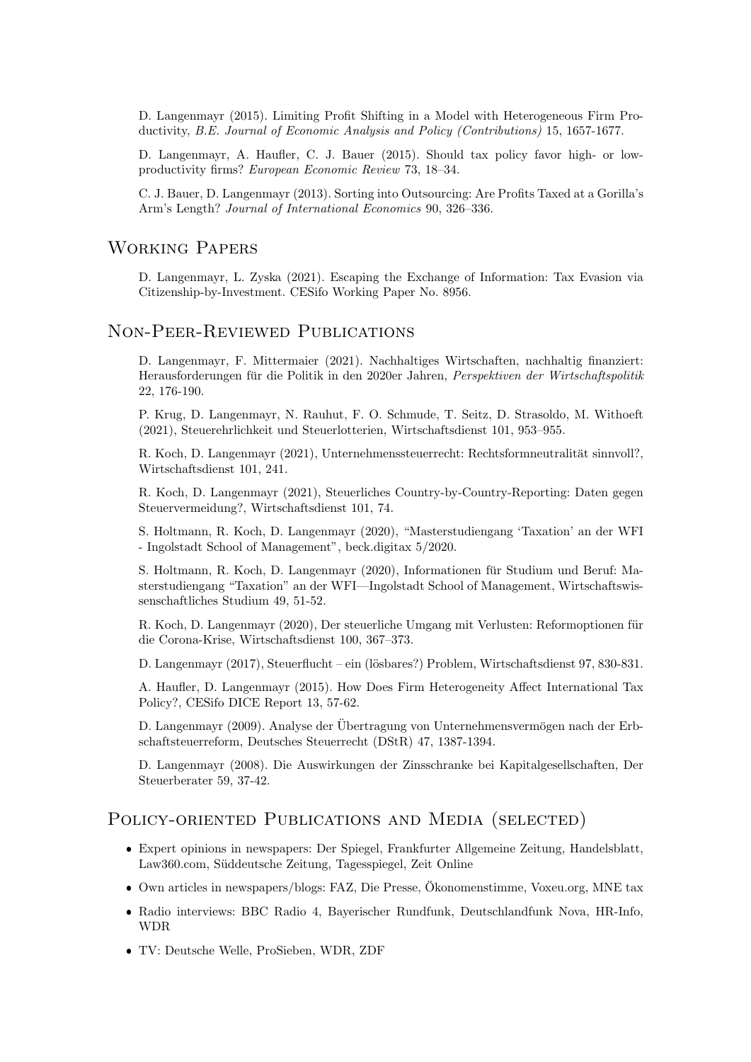D. Langenmayr (2015). Limiting Profit Shifting in a Model with Heterogeneous Firm Productivity, *B.E. Journal of Economic Analysis and Policy (Contributions)* 15, 1657-1677.

D. Langenmayr, A. Haufler, C. J. Bauer (2015). Should tax policy favor high- or low-productivity firms? *European Economic Review* 73, 18–34.

C. J. Bauer, D. Langenmayr (2013). Sorting into Outsourcing: Are Profits Taxed at a Gorilla's Arm's Length? *Journal of International Economics* 90, 326–336.

## Working Papers

D. Langenmayr, L. Zyska (2021). Escaping the Exchange of Information: Tax Evasion via Citizenship-by-Investment. CESifo Working Paper No. 8956.

## Non-Peer-Reviewed Publications

D. Langenmayr, F. Mittermaier (2021). Nachhaltiges Wirtschaften, nachhaltig finanziert: Herausforderungen für die Politik in den 2020er Jahren, *Perspektiven der Wirtschaftspolitik* 22, 176-190.

P. Krug, D. Langenmayr, N. Rauhut, F. O. Schmude, T. Seitz, D. Strasoldo, M. Withoeft (2021), Steuerehrlichkeit und Steuerlotterien, Wirtschaftsdienst 101, 953–955.

R. Koch, D. Langenmayr (2021), Unternehmenssteuerrecht: Rechtsformneutralität sinnvoll?, Wirtschaftsdienst 101, 241.

R. Koch, D. Langenmayr (2021), Steuerliches Country-by-Country-Reporting: Daten gegen Steuervermeidung?, Wirtschaftsdienst 101, 74.

S. Holtmann, R. Koch, D. Langenmayr (2020), "Masterstudiengang 'Taxation' an der WFI - Ingolstadt School of Management", beck.digitax 5/2020.

S. Holtmann, R. Koch, D. Langenmayr (2020), Informationen für Studium und Beruf: Masterstudiengang "Taxation" an der WFI—Ingolstadt School of Management, Wirtschaftswissenschaftliches Studium 49, 51-52.

R. Koch, D. Langenmayr (2020), Der steuerliche Umgang mit Verlusten: Reformoptionen für die Corona-Krise, Wirtschaftsdienst 100, 367–373.

D. Langenmayr (2017), Steuerflucht – ein (lösbares?) Problem, Wirtschaftsdienst 97, 830-831.

A. Haufler, D. Langenmayr (2015). How Does Firm Heterogeneity Affect International Tax Policy?, CESifo DICE Report 13, 57-62.

D. Langenmayr (2009). Analyse der Übertragung von Unternehmensvermögen nach der Erbschaftsteuerreform, Deutsches Steuerrecht (DStR) 47, 1387-1394.

D. Langenmayr (2008). Die Auswirkungen der Zinsschranke bei Kapitalgesellschaften, Der Steuerberater 59, 37-42.

## Policy-oriented Publications and Media (selected)

- Expert opinions in newspapers: Der Spiegel, Frankfurter Allgemeine Zeitung, Handelsblatt, Law360.com, Süddeutsche Zeitung, Tagesspiegel, Zeit Online
- Own articles in newspapers/blogs: FAZ, Die Presse, Ökonomenstimme, Voxeu.org, MNE tax
- Radio interviews: BBC Radio 4, Bayerischer Rundfunk, Deutschlandfunk Nova, HR-Info, WDR
- TV: Deutsche Welle, ProSieben, WDR, ZDF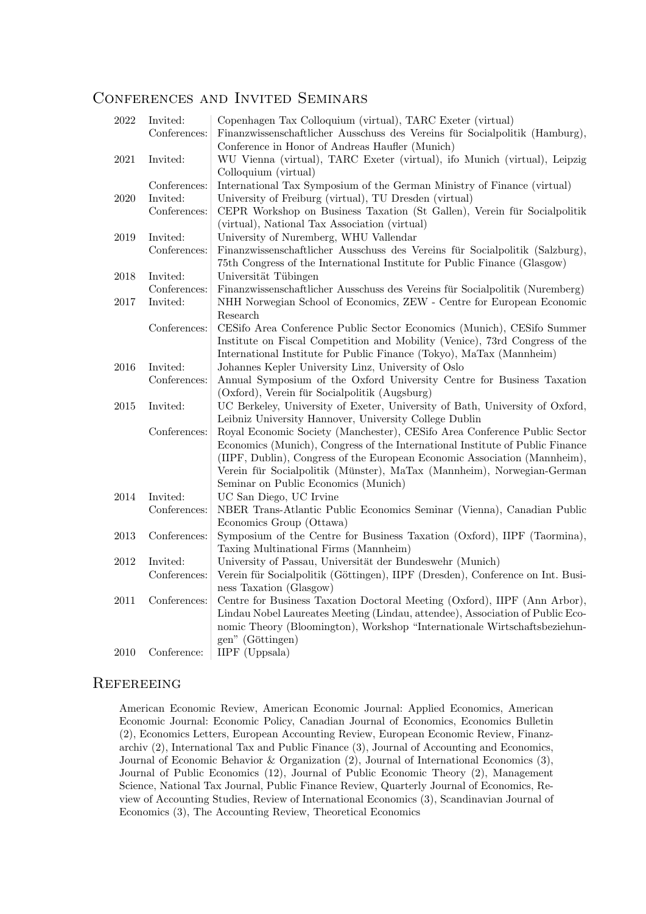## Conferences and Invited Seminars

| | | |
|---|---|---|
| 2022 | Invited: | Copenhagen Tax Colloquium (virtual), TARC Exeter (virtual) |
| | Conferences: | Finanzwissenschaftlicher Ausschuss des Vereins für Socialpolitik (Hamburg), Conference in Honor of Andreas Haufler (Munich) |
| 2021 | Invited: | WU Vienna (virtual), TARC Exeter (virtual), ifo Munich (virtual), Leipzig Colloquium (virtual) |
| | Conferences: | International Tax Symposium of the German Ministry of Finance (virtual) |
| 2020 | Invited: | University of Freiburg (virtual), TU Dresden (virtual) |
| | Conferences: | CEPR Workshop on Business Taxation (St Gallen), Verein für Socialpolitik (virtual), National Tax Association (virtual) |
| 2019 | Invited: | University of Nuremberg, WHU Vallendar |
| | Conferences: | Finanzwissenschaftlicher Ausschuss des Vereins für Socialpolitik (Salzburg), 75th Congress of the International Institute for Public Finance (Glasgow) |
| 2018 | Invited: | Universität Tübingen |
| | Conferences: | Finanzwissenschaftlicher Ausschuss des Vereins für Socialpolitik (Nuremberg) |
| 2017 | Invited: | NHH Norwegian School of Economics, ZEW - Centre for European Economic Research |
| | Conferences: | CESifo Area Conference Public Sector Economics (Munich), CESifo Summer Institute on Fiscal Competition and Mobility (Venice), 73rd Congress of the International Institute for Public Finance (Tokyo), MaTax (Mannheim) |
| 2016 | Invited: | Johannes Kepler University Linz, University of Oslo |
| | Conferences: | Annual Symposium of the Oxford University Centre for Business Taxation (Oxford), Verein für Socialpolitik (Augsburg) |
| 2015 | Invited: | UC Berkeley, University of Exeter, University of Bath, University of Oxford, Leibniz University Hannover, University College Dublin |
| | Conferences: | Royal Economic Society (Manchester), CESifo Area Conference Public Sector Economics (Munich), Congress of the International Institute of Public Finance (IIPF, Dublin), Congress of the European Economic Association (Mannheim), Verein für Socialpolitik (Münster), MaTax (Mannheim), Norwegian-German Seminar on Public Economics (Munich) |
| 2014 | Invited: | UC San Diego, UC Irvine |
| | Conferences: | NBER Trans-Atlantic Public Economics Seminar (Vienna), Canadian Public Economics Group (Ottawa) |
| 2013 | Conferences: | Symposium of the Centre for Business Taxation (Oxford), IIPF (Taormina), Taxing Multinational Firms (Mannheim) |
| 2012 | Invited: | University of Passau, Universität der Bundeswehr (Munich) |
| | Conferences: | Verein für Socialpolitik (Göttingen), IIPF (Dresden), Conference on Int. Business Taxation (Glasgow) |
| 2011 | Conferences: | Centre for Business Taxation Doctoral Meeting (Oxford), IIPF (Ann Arbor), Lindau Nobel Laureates Meeting (Lindau, attendee), Association of Public Economic Theory (Bloomington), Workshop "Internationale Wirtschaftsbeziehungen" (Göttingen) |
| 2010 | Conference: | IIPF (Uppsala) |

## Refereeing

American Economic Review, American Economic Journal: Applied Economics, American Economic Journal: Economic Policy, Canadian Journal of Economics, Economics Bulletin (2), Economics Letters, European Accounting Review, European Economic Review, Finanzarchiv (2), International Tax and Public Finance (3), Journal of Accounting and Economics, Journal of Economic Behavior & Organization (2), Journal of International Economics (3), Journal of Public Economics (12), Journal of Public Economic Theory (2), Management Science, National Tax Journal, Public Finance Review, Quarterly Journal of Economics, Review of Accounting Studies, Review of International Economics (3), Scandinavian Journal of Economics (3), The Accounting Review, Theoretical Economics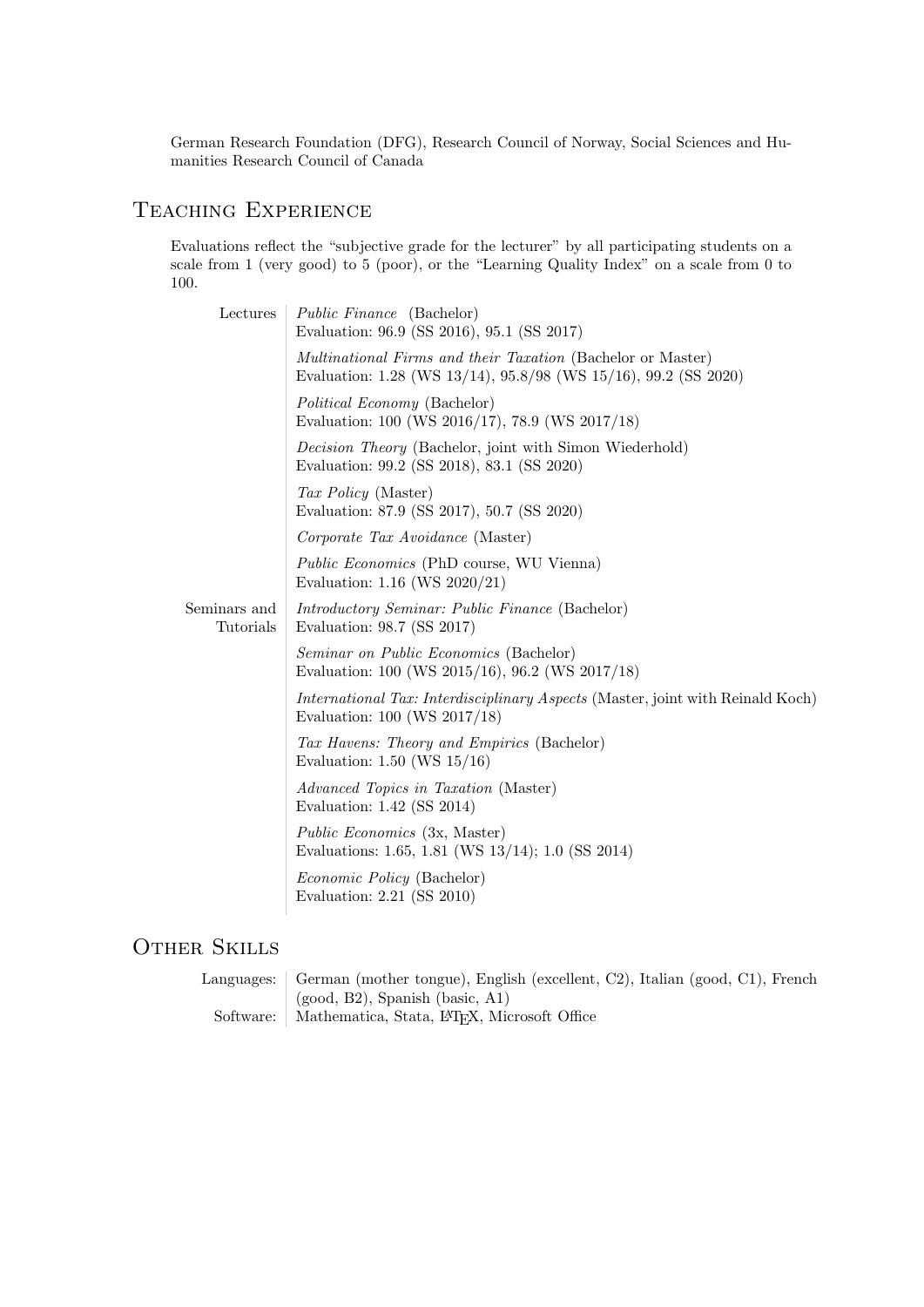German Research Foundation (DFG), Research Council of Norway, Social Sciences and Humanities Research Council of Canada

## Teaching Experience

Evaluations reflect the "subjective grade for the lecturer" by all participating students on a scale from 1 (very good) to 5 (poor), or the "Learning Quality Index" on a scale from 0 to 100.

**Lectures**

*Public Finance* (Bachelor)
Evaluation: 96.9 (SS 2016), 95.1 (SS 2017)

*Multinational Firms and their Taxation* (Bachelor or Master)
Evaluation: 1.28 (WS 13/14), 95.8/98 (WS 15/16), 99.2 (SS 2020)

*Political Economy* (Bachelor)
Evaluation: 100 (WS 2016/17), 78.9 (WS 2017/18)

*Decision Theory* (Bachelor, joint with Simon Wiederhold)
Evaluation: 99.2 (SS 2018), 83.1 (SS 2020)

*Tax Policy* (Master)
Evaluation: 87.9 (SS 2017), 50.7 (SS 2020)

*Corporate Tax Avoidance* (Master)

*Public Economics* (PhD course, WU Vienna)
Evaluation: 1.16 (WS 2020/21)

**Seminars and Tutorials**

*Introductory Seminar: Public Finance* (Bachelor)
Evaluation: 98.7 (SS 2017)

*Seminar on Public Economics* (Bachelor)
Evaluation: 100 (WS 2015/16), 96.2 (WS 2017/18)

*International Tax: Interdisciplinary Aspects* (Master, joint with Reinald Koch)
Evaluation: 100 (WS 2017/18)

*Tax Havens: Theory and Empirics* (Bachelor)
Evaluation: 1.50 (WS 15/16)

*Advanced Topics in Taxation* (Master)
Evaluation: 1.42 (SS 2014)

*Public Economics* (3x, Master)
Evaluations: 1.65, 1.81 (WS 13/14); 1.0 (SS 2014)

*Economic Policy* (Bachelor)
Evaluation: 2.21 (SS 2010)

## Other Skills

**Languages:** German (mother tongue), English (excellent, C2), Italian (good, C1), French (good, B2), Spanish (basic, A1)

**Software:** Mathematica, Stata, LaTeX, Microsoft Office